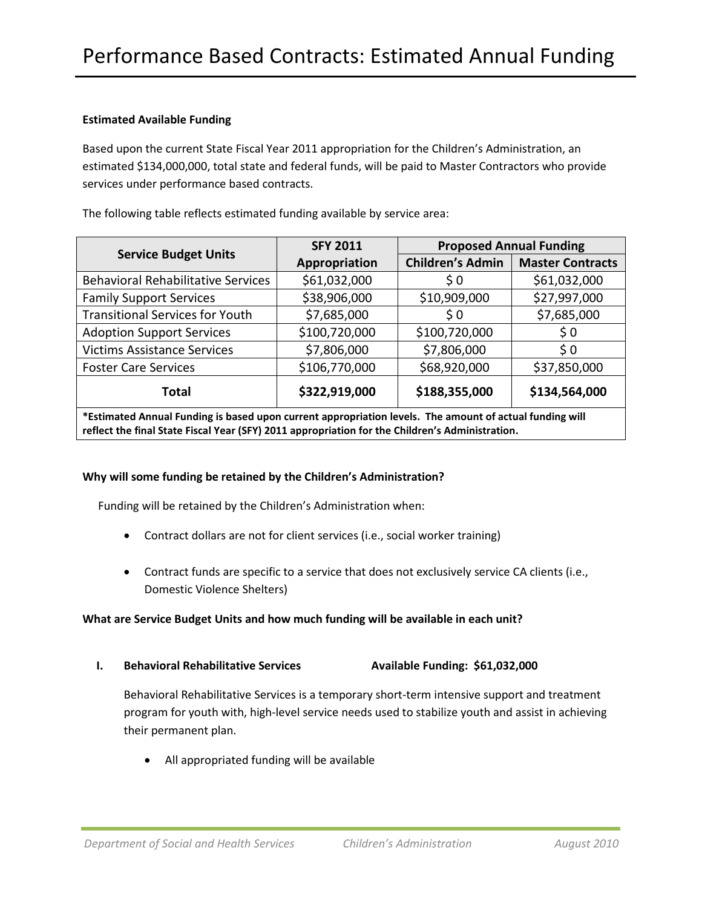# Performance Based Contracts: Estimated Annual Funding

**Estimated Available Funding**

Based upon the current State Fiscal Year 2011 appropriation for the Children's Administration, an estimated $134,000,000, total state and federal funds, will be paid to Master Contractors who provide services under performance based contracts.

The following table reflects estimated funding available by service area:

| Service Budget Units | SFY 2011 Appropriation | Proposed Annual Funding | |
|---|---|---|---|
| | | Children's Admin | Master Contracts |
| Behavioral Rehabilitative Services | $61,032,000 | $ 0 | $61,032,000 |
| Family Support Services | $38,906,000 | $10,909,000 | $27,997,000 |
| Transitional Services for Youth | $7,685,000 | $ 0 | $7,685,000 |
| Adoption Support Services | $100,720,000 | $100,720,000 | $ 0 |
| Victims Assistance Services | $7,806,000 | $7,806,000 | $ 0 |
| Foster Care Services | $106,770,000 | $68,920,000 | $37,850,000 |
| **Total** | **$322,919,000** | **$188,355,000** | **$134,564,000** |

***Estimated Annual Funding is based upon current appropriation levels. The amount of actual funding will reflect the final State Fiscal Year (SFY) 2011 appropriation for the Children's Administration.**

**Why will some funding be retained by the Children's Administration?**

Funding will be retained by the Children's Administration when:

- Contract dollars are not for client services (i.e., social worker training)
- Contract funds are specific to a service that does not exclusively service CA clients (i.e., Domestic Violence Shelters)

**What are Service Budget Units and how much funding will be available in each unit?**

**I. Behavioral Rehabilitative Services — Available Funding: $61,032,000**

Behavioral Rehabilitative Services is a temporary short-term intensive support and treatment program for youth with, high-level service needs used to stabilize youth and assist in achieving their permanent plan.

- All appropriated funding will be available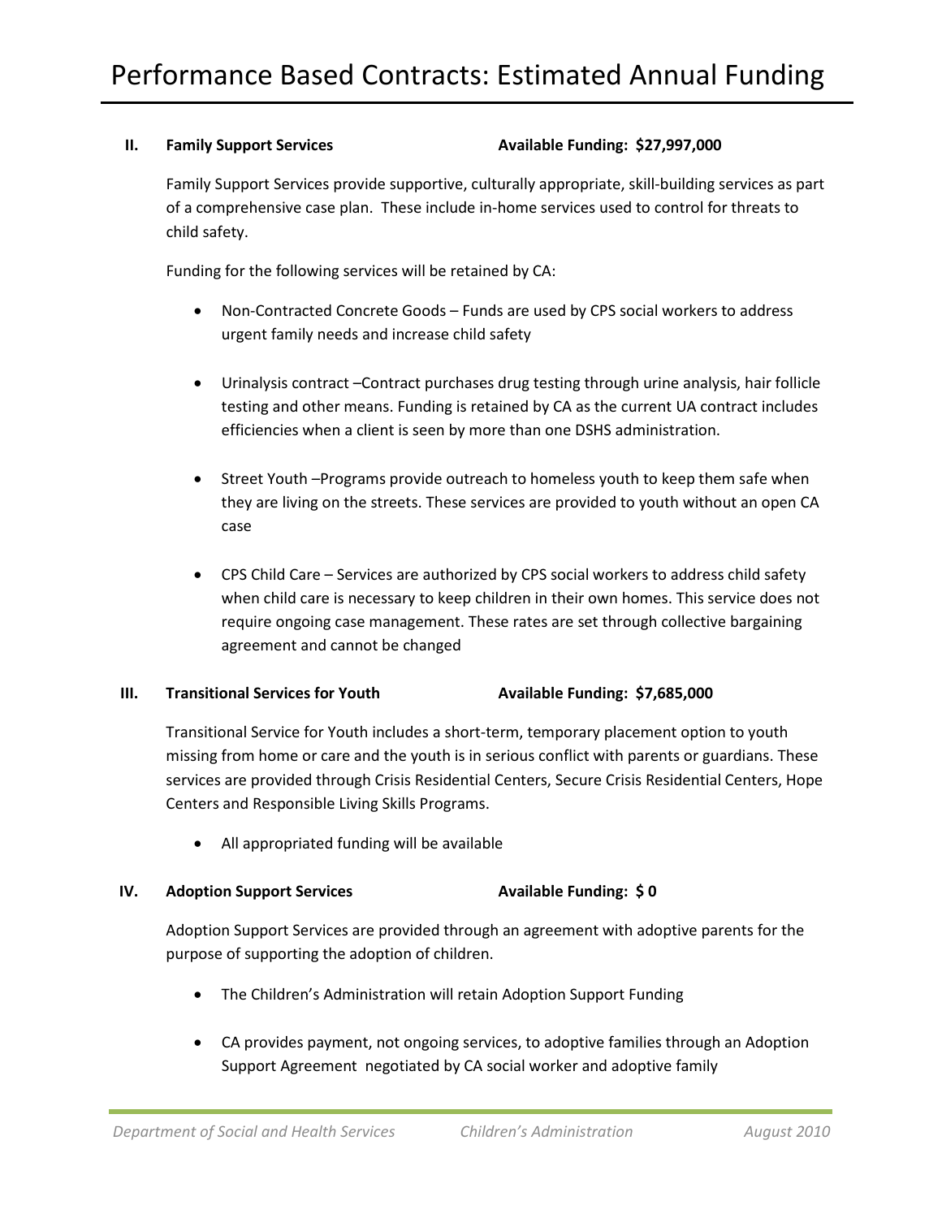# Performance Based Contracts: Estimated Annual Funding

**II. Family Support Services** **Available Funding: $27,997,000**

Family Support Services provide supportive, culturally appropriate, skill-building services as part of a comprehensive case plan. These include in-home services used to control for threats to child safety.

Funding for the following services will be retained by CA:

- Non-Contracted Concrete Goods – Funds are used by CPS social workers to address urgent family needs and increase child safety
- Urinalysis contract –Contract purchases drug testing through urine analysis, hair follicle testing and other means. Funding is retained by CA as the current UA contract includes efficiencies when a client is seen by more than one DSHS administration.
- Street Youth –Programs provide outreach to homeless youth to keep them safe when they are living on the streets. These services are provided to youth without an open CA case
- CPS Child Care – Services are authorized by CPS social workers to address child safety when child care is necessary to keep children in their own homes. This service does not require ongoing case management. These rates are set through collective bargaining agreement and cannot be changed

**III. Transitional Services for Youth** **Available Funding: $7,685,000**

Transitional Service for Youth includes a short-term, temporary placement option to youth missing from home or care and the youth is in serious conflict with parents or guardians. These services are provided through Crisis Residential Centers, Secure Crisis Residential Centers, Hope Centers and Responsible Living Skills Programs.

- All appropriated funding will be available

**IV. Adoption Support Services** **Available Funding: $ 0**

Adoption Support Services are provided through an agreement with adoptive parents for the purpose of supporting the adoption of children.

- The Children's Administration will retain Adoption Support Funding
- CA provides payment, not ongoing services, to adoptive families through an Adoption Support Agreement negotiated by CA social worker and adoptive family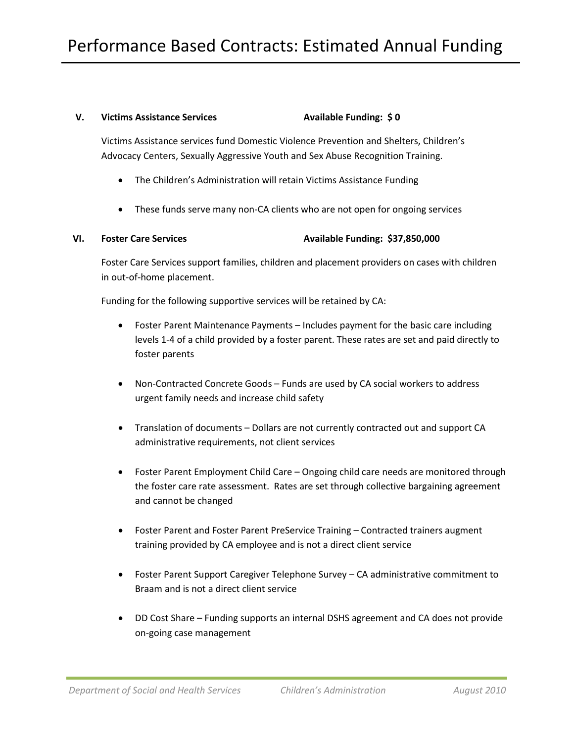# Performance Based Contracts: Estimated Annual Funding

**V. Victims Assistance Services** **Available Funding: $ 0**

Victims Assistance services fund Domestic Violence Prevention and Shelters, Children's Advocacy Centers, Sexually Aggressive Youth and Sex Abuse Recognition Training.

- The Children's Administration will retain Victims Assistance Funding
- These funds serve many non-CA clients who are not open for ongoing services

**VI. Foster Care Services** **Available Funding: $37,850,000**

Foster Care Services support families, children and placement providers on cases with children in out-of-home placement.

Funding for the following supportive services will be retained by CA:

- Foster Parent Maintenance Payments – Includes payment for the basic care including levels 1-4 of a child provided by a foster parent. These rates are set and paid directly to foster parents
- Non-Contracted Concrete Goods – Funds are used by CA social workers to address urgent family needs and increase child safety
- Translation of documents – Dollars are not currently contracted out and support CA administrative requirements, not client services
- Foster Parent Employment Child Care – Ongoing child care needs are monitored through the foster care rate assessment. Rates are set through collective bargaining agreement and cannot be changed
- Foster Parent and Foster Parent PreService Training – Contracted trainers augment training provided by CA employee and is not a direct client service
- Foster Parent Support Caregiver Telephone Survey – CA administrative commitment to Braam and is not a direct client service
- DD Cost Share – Funding supports an internal DSHS agreement and CA does not provide on-going case management